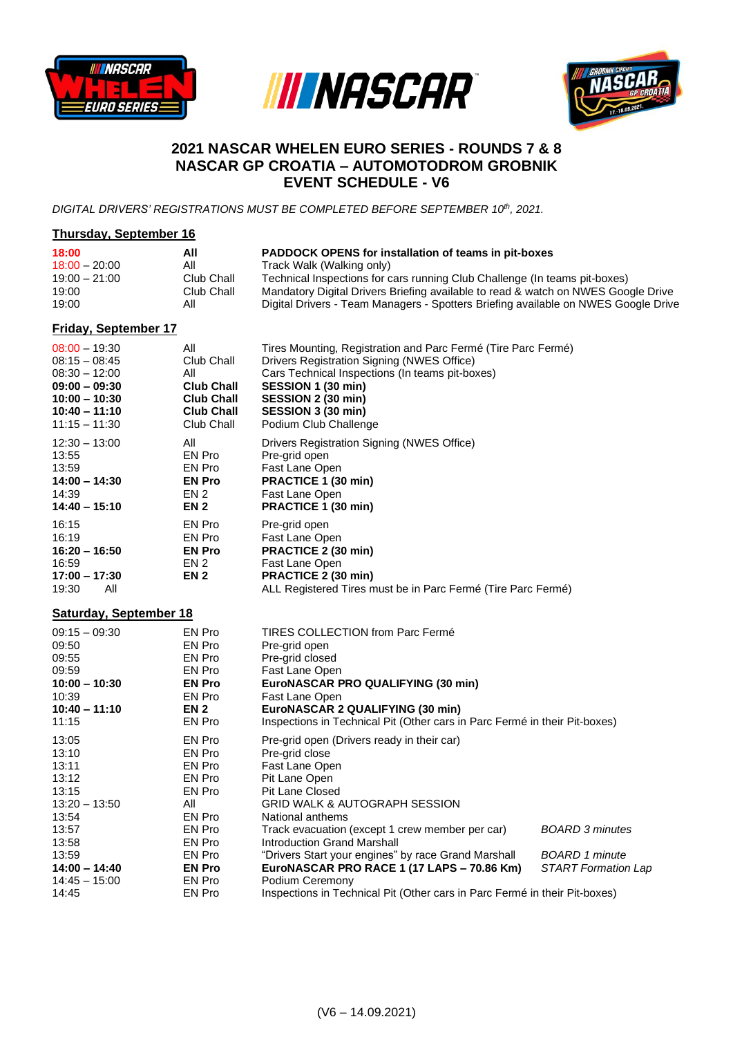# 2021 NASCAR WHELEN EURO SERIES - ROUNDS 7 & 8
# NASCAR GP CROATIA – AUTOMOTODROM GROBNIK
# EVENT SCHEDULE - V6

*DIGITAL DRIVERS' REGISTRATIONS MUST BE COMPLETED BEFORE SEPTEMBER 10th, 2021.*

## Thursday, September 16

| | | |
|---|---|---|
| **18:00** | **All** | **PADDOCK OPENS for installation of teams in pit-boxes** |
| 18:00 – 20:00 | All | Track Walk (Walking only) |
| 19:00 – 21:00 | Club Chall | Technical Inspections for cars running Club Challenge (In teams pit-boxes) |
| 19:00 | Club Chall | Mandatory Digital Drivers Briefing available to read & watch on NWES Google Drive |
| 19:00 | All | Digital Drivers - Team Managers - Spotters Briefing available on NWES Google Drive |

## Friday, September 17

| | | |
|---|---|---|
| 08:00 – 19:30 | All | Tires Mounting, Registration and Parc Fermé (Tire Parc Fermé) |
| 08:15 – 08:45 | Club Chall | Drivers Registration Signing (NWES Office) |
| 08:30 – 12:00 | All | Cars Technical Inspections (In teams pit-boxes) |
| **09:00 – 09:30** | **Club Chall** | **SESSION 1 (30 min)** |
| **10:00 – 10:30** | **Club Chall** | **SESSION 2 (30 min)** |
| **10:40 – 11:10** | **Club Chall** | **SESSION 3 (30 min)** |
| 11:15 – 11:30 | Club Chall | Podium Club Challenge |
| 12:30 – 13:00 | All | Drivers Registration Signing (NWES Office) |
| 13:55 | EN Pro | Pre-grid open |
| 13:59 | EN Pro | Fast Lane Open |
| **14:00 – 14:30** | **EN Pro** | **PRACTICE 1 (30 min)** |
| 14:39 | EN 2 | Fast Lane Open |
| **14:40 – 15:10** | **EN 2** | **PRACTICE 1 (30 min)** |
| 16:15 | EN Pro | Pre-grid open |
| 16:19 | EN Pro | Fast Lane Open |
| **16:20 – 16:50** | **EN Pro** | **PRACTICE 2 (30 min)** |
| 16:59 | EN 2 | Fast Lane Open |
| **17:00 – 17:30** | **EN 2** | **PRACTICE 2 (30 min)** |
| 19:30 | All | ALL Registered Tires must be in Parc Fermé (Tire Parc Fermé) |

## Saturday, September 18

| | | | |
|---|---|---|---|
| 09:15 – 09:30 | EN Pro | TIRES COLLECTION from Parc Fermé | |
| 09:50 | EN Pro | Pre-grid open | |
| 09:55 | EN Pro | Pre-grid closed | |
| 09:59 | EN Pro | Fast Lane Open | |
| **10:00 – 10:30** | **EN Pro** | **EuroNASCAR PRO QUALIFYING (30 min)** | |
| 10:39 | EN Pro | Fast Lane Open | |
| **10:40 – 11:10** | **EN 2** | **EuroNASCAR 2 QUALIFYING (30 min)** | |
| 11:15 | EN Pro | Inspections in Technical Pit (Other cars in Parc Fermé in their Pit-boxes) | |
| 13:05 | EN Pro | Pre-grid open (Drivers ready in their car) | |
| 13:10 | EN Pro | Pre-grid close | |
| 13:11 | EN Pro | Fast Lane Open | |
| 13:12 | EN Pro | Pit Lane Open | |
| 13:15 | EN Pro | Pit Lane Closed | |
| 13:20 – 13:50 | All | GRID WALK & AUTOGRAPH SESSION | |
| 13:54 | EN Pro | National anthems | |
| 13:57 | EN Pro | Track evacuation (except 1 crew member per car) | *BOARD 3 minutes* |
| 13:58 | EN Pro | Introduction Grand Marshall | |
| 13:59 | EN Pro | "Drivers Start your engines" by race Grand Marshall | *BOARD 1 minute* |
| **14:00 – 14:40** | **EN Pro** | **EuroNASCAR PRO RACE 1 (17 LAPS – 70.86 Km)** | *START Formation Lap* |
| 14:45 – 15:00 | EN Pro | Podium Ceremony | |
| 14:45 | EN Pro | Inspections in Technical Pit (Other cars in Parc Fermé in their Pit-boxes) | |

(V6 – 14.09.2021)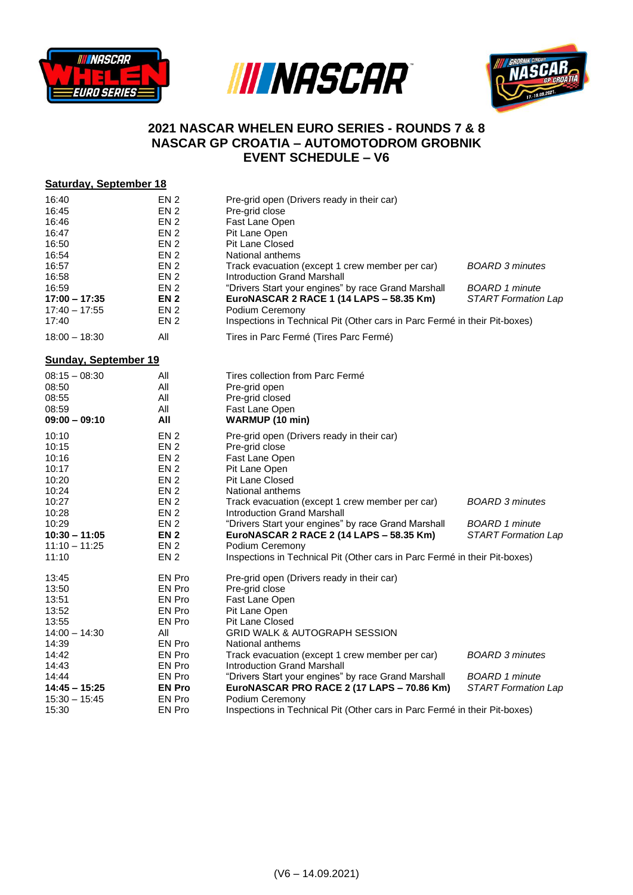# 2021 NASCAR WHELEN EURO SERIES - ROUNDS 7 & 8
# NASCAR GP CROATIA – AUTOMOTODROM GROBNIK
# EVENT SCHEDULE – V6

## Saturday, September 18

| | | | |
|---|---|---|---|
| 16:40 | EN 2 | Pre-grid open (Drivers ready in their car) | |
| 16:45 | EN 2 | Pre-grid close | |
| 16:46 | EN 2 | Fast Lane Open | |
| 16:47 | EN 2 | Pit Lane Open | |
| 16:50 | EN 2 | Pit Lane Closed | |
| 16:54 | EN 2 | National anthems | |
| 16:57 | EN 2 | Track evacuation (except 1 crew member per car) | *BOARD 3 minutes* |
| 16:58 | EN 2 | Introduction Grand Marshall | |
| 16:59 | EN 2 | “Drivers Start your engines” by race Grand Marshall | *BOARD 1 minute* |
| **17:00 – 17:35** | **EN 2** | **EuroNASCAR 2 RACE 1 (14 LAPS – 58.35 Km)** | *START Formation Lap* |
| 17:40 – 17:55 | EN 2 | Podium Ceremony | |
| 17:40 | EN 2 | Inspections in Technical Pit (Other cars in Parc Fermé in their Pit-boxes) | |
| 18:00 – 18:30 | All | Tires in Parc Fermé (Tires Parc Fermé) | |

## Sunday, September 19

| | | | |
|---|---|---|---|
| 08:15 – 08:30 | All | Tires collection from Parc Fermé | |
| 08:50 | All | Pre-grid open | |
| 08:55 | All | Pre-grid closed | |
| 08:59 | All | Fast Lane Open | |
| **09:00 – 09:10** | **All** | **WARMUP (10 min)** | |
| 10:10 | EN 2 | Pre-grid open (Drivers ready in their car) | |
| 10:15 | EN 2 | Pre-grid close | |
| 10:16 | EN 2 | Fast Lane Open | |
| 10:17 | EN 2 | Pit Lane Open | |
| 10:20 | EN 2 | Pit Lane Closed | |
| 10:24 | EN 2 | National anthems | |
| 10:27 | EN 2 | Track evacuation (except 1 crew member per car) | *BOARD 3 minutes* |
| 10:28 | EN 2 | Introduction Grand Marshall | |
| 10:29 | EN 2 | “Drivers Start your engines” by race Grand Marshall | *BOARD 1 minute* |
| **10:30 – 11:05** | **EN 2** | **EuroNASCAR 2 RACE 2 (14 LAPS – 58.35 Km)** | *START Formation Lap* |
| 11:10 – 11:25 | EN 2 | Podium Ceremony | |
| 11:10 | EN 2 | Inspections in Technical Pit (Other cars in Parc Fermé in their Pit-boxes) | |
| 13:45 | EN Pro | Pre-grid open (Drivers ready in their car) | |
| 13:50 | EN Pro | Pre-grid close | |
| 13:51 | EN Pro | Fast Lane Open | |
| 13:52 | EN Pro | Pit Lane Open | |
| 13:55 | EN Pro | Pit Lane Closed | |
| 14:00 – 14:30 | All | GRID WALK & AUTOGRAPH SESSION | |
| 14:39 | EN Pro | National anthems | |
| 14:42 | EN Pro | Track evacuation (except 1 crew member per car) | *BOARD 3 minutes* |
| 14:43 | EN Pro | Introduction Grand Marshall | |
| 14:44 | EN Pro | “Drivers Start your engines” by race Grand Marshall | *BOARD 1 minute* |
| **14:45 – 15:25** | **EN Pro** | **EuroNASCAR PRO RACE 2 (17 LAPS – 70.86 Km)** | *START Formation Lap* |
| 15:30 – 15:45 | EN Pro | Podium Ceremony | |
| 15:30 | EN Pro | Inspections in Technical Pit (Other cars in Parc Fermé in their Pit-boxes) | |

(V6 – 14.09.2021)